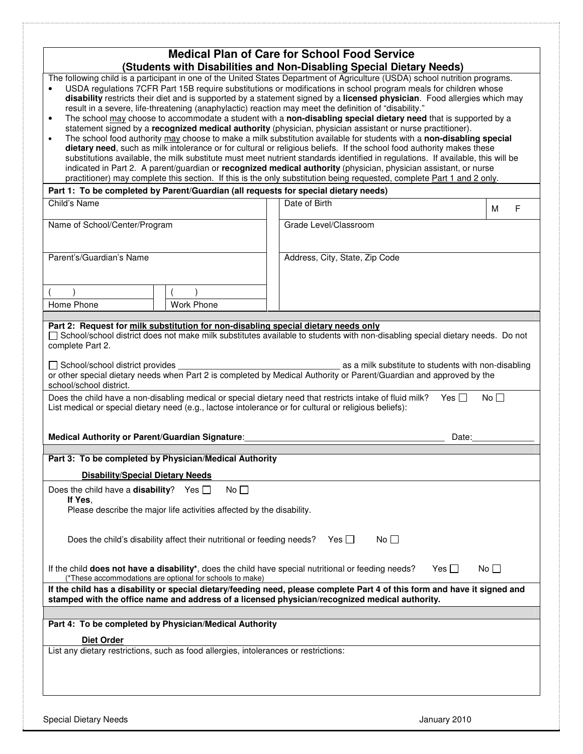# Medical Plan of Care for School Food Service
## (Students with Disabilities and Non-Disabling Special Dietary Needs)

The following child is a participant in one of the United States Department of Agriculture (USDA) school nutrition programs.

- USDA regulations 7CFR Part 15B require substitutions or modifications in school program meals for children whose **disability** restricts their diet and is supported by a statement signed by a **licensed physician**. Food allergies which may result in a severe, life-threatening (anaphylactic) reaction may meet the definition of "disability."
- The school may choose to accommodate a student with a **non-disabling special dietary need** that is supported by a statement signed by a **recognized medical authority** (physician, physician assistant or nurse practitioner).
- The school food authority may choose to make a milk substitution available for students with a **non-disabling special dietary need**, such as milk intolerance or for cultural or religious beliefs. If the school food authority makes these substitutions available, the milk substitute must meet nutrient standards identified in regulations. If available, this will be indicated in Part 2. A parent/guardian or **recognized medical authority** (physician, physician assistant, or nurse practitioner) may complete this section. If this is the only substitution being requested, complete Part 1 and 2 only.

**Part 1: To be completed by Parent/Guardian (all requests for special dietary needs)**

| | |
|---|---|
| Child's Name | Date of Birth &nbsp;&nbsp; M &nbsp; F |
| Name of School/Center/Program | Grade Level/Classroom |
| Parent's/Guardian's Name | Address, City, State, Zip Code |
| ( ) Home Phone &nbsp;&nbsp; ( ) Work Phone | |

**Part 2: Request for milk substitution for non-disabling special dietary needs only**

☐ School/school district does not make milk substitutes available to students with non-disabling special dietary needs. Do not complete Part 2.

☐ School/school district provides ________________________________ as a milk substitute to students with non-disabling or other special dietary needs when Part 2 is completed by Medical Authority or Parent/Guardian and approved by the school/school district.

Does the child have a non-disabling medical or special dietary need that restricts intake of fluid milk? Yes ☐ No ☐

List medical or special dietary need (e.g., lactose intolerance or for cultural or religious beliefs):

**Medical Authority or Parent/Guardian Signature**:________________________________________ Date:____________

**Part 3: To be completed by Physician/Medical Authority**

**Disability/Special Dietary Needs**

Does the child have a **disability**? Yes ☐ No ☐

**If Yes**,

Please describe the major life activities affected by the disability.

Does the child's disability affect their nutritional or feeding needs? Yes ☐ No ☐

If the child **does not have a disability***, does the child have special nutritional or feeding needs? Yes ☐ No ☐

(*These accommodations are optional for schools to make)

**If the child has a disability or special dietary/feeding need, please complete Part 4 of this form and have it signed and stamped with the office name and address of a licensed physician/recognized medical authority.**

**Part 4: To be completed by Physician/Medical Authority**

**Diet Order**

List any dietary restrictions, such as food allergies, intolerances or restrictions: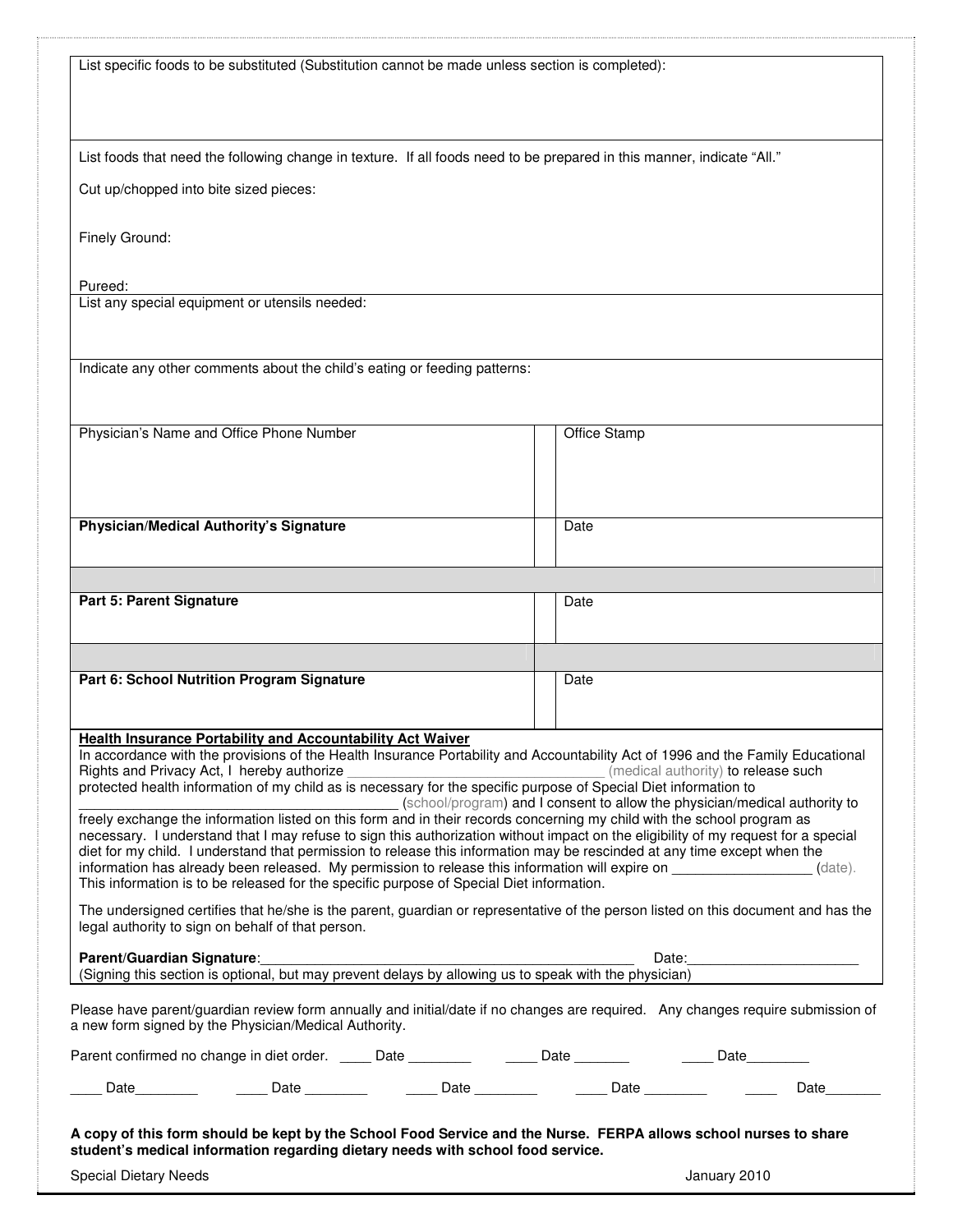List specific foods to be substituted (Substitution cannot be made unless section is completed):

List foods that need the following change in texture. If all foods need to be prepared in this manner, indicate "All."

Cut up/chopped into bite sized pieces:

Finely Ground:

Pureed:

List any special equipment or utensils needed:

Indicate any other comments about the child's eating or feeding patterns:

| | |
|---|---|
| Physician's Name and Office Phone Number | Office Stamp |
| **Physician/Medical Authority's Signature** | Date |
| **Part 5: Parent Signature** | Date |
| **Part 6: School Nutrition Program Signature** | Date |

**Health Insurance Portability and Accountability Act Waiver**

In accordance with the provisions of the Health Insurance Portability and Accountability Act of 1996 and the Family Educational Rights and Privacy Act, I hereby authorize ________________________________ (medical authority) to release such protected health information of my child as is necessary for the specific purpose of Special Diet information to ________________________________________ (school/program) and I consent to allow the physician/medical authority to freely exchange the information listed on this form and in their records concerning my child with the school program as necessary. I understand that I may refuse to sign this authorization without impact on the eligibility of my request for a special diet for my child. I understand that permission to release this information may be rescinded at any time except when the information has already been released. My permission to release this information will expire on _________________ (date). This information is to be released for the specific purpose of Special Diet information.

The undersigned certifies that he/she is the parent, guardian or representative of the person listed on this document and has the legal authority to sign on behalf of that person.

**Parent/Guardian Signature**:________________________________________________ Date:_____________________

(Signing this section is optional, but may prevent delays by allowing us to speak with the physician)

Please have parent/guardian review form annually and initial/date if no changes are required. Any changes require submission of a new form signed by the Physician/Medical Authority.

Parent confirmed no change in diet order. ____ Date ________ ____ Date _______ ____ Date________

____ Date________ ____ Date ________ ____ Date ________ ____ Date ________ ____ Date_______

**A copy of this form should be kept by the School Food Service and the Nurse. FERPA allows school nurses to share student's medical information regarding dietary needs with school food service.**

Special Dietary Needs January 2010